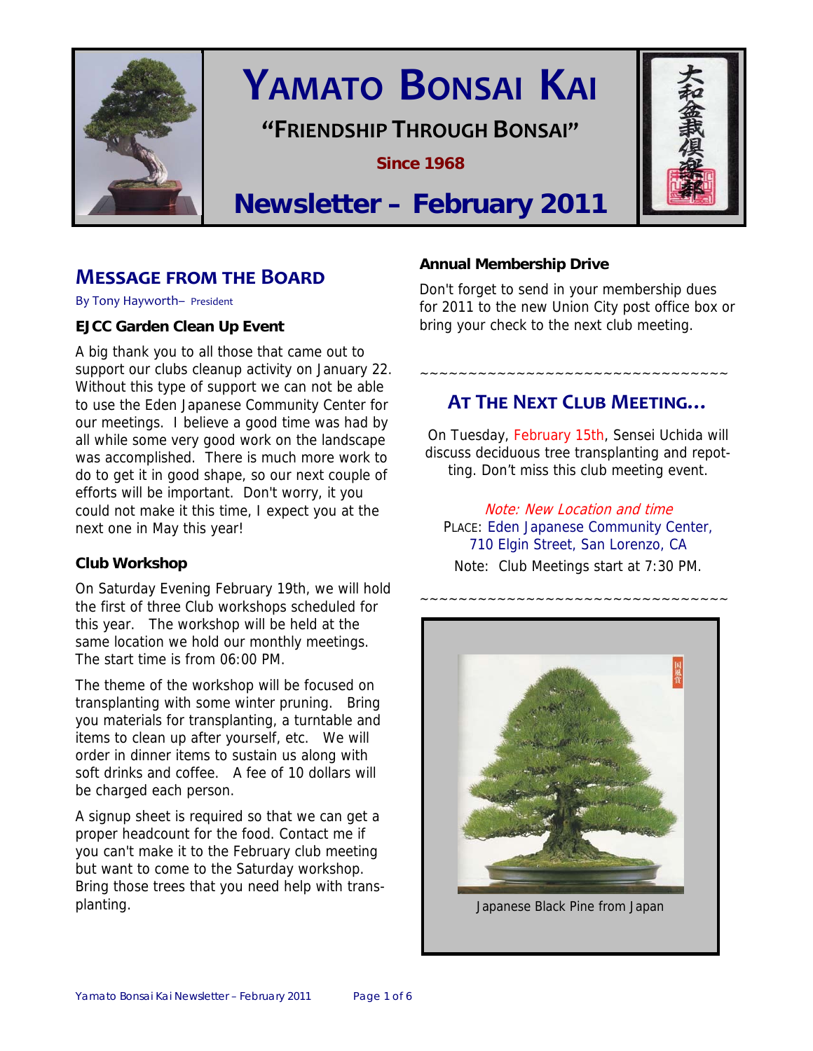# YAMATO BONSAI KAI

**"FRIENDSHIP THROUGH BONSAI"**

**Since 1968**

## Newsletter – February 2011

## MESSAGE FROM THE BOARD

By Tony Hayworth– President

### EJCC Garden Clean Up Event

A big thank you to all those that came out to support our clubs cleanup activity on January 22. Without this type of support we can not be able to use the Eden Japanese Community Center for our meetings. I believe a good time was had by all while some very good work on the landscape was accomplished. There is much more work to do to get it in good shape, so our next couple of efforts will be important. Don't worry, it you could not make it this time, I expect you at the next one in May this year!

### Club Workshop

On Saturday Evening February 19th, we will hold the first of three Club workshops scheduled for this year. The workshop will be held at the same location we hold our monthly meetings. The start time is from 06:00 PM.

The theme of the workshop will be focused on transplanting with some winter pruning. Bring you materials for transplanting, a turntable and items to clean up after yourself, etc. We will order in dinner items to sustain us along with soft drinks and coffee. A fee of 10 dollars will be charged each person.

A signup sheet is required so that we can get a proper headcount for the food. Contact me if you can't make it to the February club meeting but want to come to the Saturday workshop. Bring those trees that you need help with transplanting.

### Annual Membership Drive

Don't forget to send in your membership dues for 2011 to the new Union City post office box or bring your check to the next club meeting.

~~~~~~~~~~~~~~~~~~~~~~~~~~~~~~~~

## AT THE NEXT CLUB MEETING…

On Tuesday, February 15th, Sensei Uchida will discuss deciduous tree transplanting and repotting. Don't miss this club meeting event.

*Note: New Location and time*

PLACE: Eden Japanese Community Center, 710 Elgin Street, San Lorenzo, CA

Note: Club Meetings start at 7:30 PM.

~~~~~~~~~~~~~~~~~~~~~~~~~~~~~~~~

Japanese Black Pine from Japan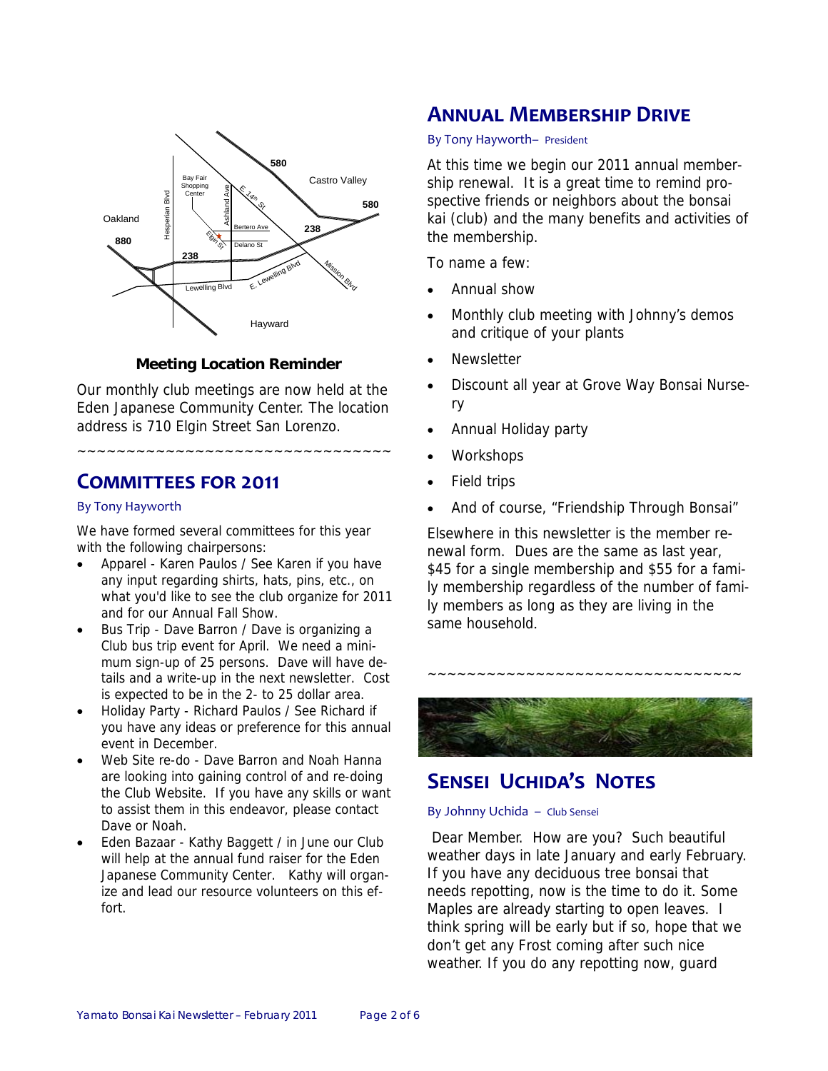**Meeting Location Reminder**

Our monthly club meetings are now held at the Eden Japanese Community Center. The location address is 710 Elgin Street San Lorenzo.

~~~~~~~~~~~~~~~~~~~~~~~~~~~~~~~~~~

## COMMITTEES FOR 2011

By Tony Hayworth

We have formed several committees for this year with the following chairpersons:

- Apparel - Karen Paulos / See Karen if you have any input regarding shirts, hats, pins, etc., on what you'd like to see the club organize for 2011 and for our Annual Fall Show.
- Bus Trip - Dave Barron / Dave is organizing a Club bus trip event for April. We need a minimum sign-up of 25 persons. Dave will have details and a write-up in the next newsletter. Cost is expected to be in the 2- to 25 dollar area.
- Holiday Party - Richard Paulos / See Richard if you have any ideas or preference for this annual event in December.
- Web Site re-do - Dave Barron and Noah Hanna are looking into gaining control of and re-doing the Club Website. If you have any skills or want to assist them in this endeavor, please contact Dave or Noah.
- Eden Bazaar - Kathy Baggett / in June our Club will help at the annual fund raiser for the Eden Japanese Community Center. Kathy will organize and lead our resource volunteers on this effort.

## ANNUAL MEMBERSHIP DRIVE

By Tony Hayworth– President

At this time we begin our 2011 annual membership renewal. It is a great time to remind prospective friends or neighbors about the bonsai kai (club) and the many benefits and activities of the membership.

To name a few:

- Annual show
- Monthly club meeting with Johnny's demos and critique of your plants
- Newsletter
- Discount all year at Grove Way Bonsai Nursery
- Annual Holiday party
- Workshops
- Field trips
- And of course, "Friendship Through Bonsai"

Elsewhere in this newsletter is the member renewal form. Dues are the same as last year, $45 for a single membership and $55 for a family membership regardless of the number of family members as long as they are living in the same household.

~~~~~~~~~~~~~~~~~~~~~~~~~~~~~~~~~~

## SENSEI UCHIDA'S NOTES

By Johnny Uchida – Club Sensei

Dear Member. How are you? Such beautiful weather days in late January and early February. If you have any deciduous tree bonsai that needs repotting, now is the time to do it. Some Maples are already starting to open leaves. I think spring will be early but if so, hope that we don't get any Frost coming after such nice weather. If you do any repotting now, guard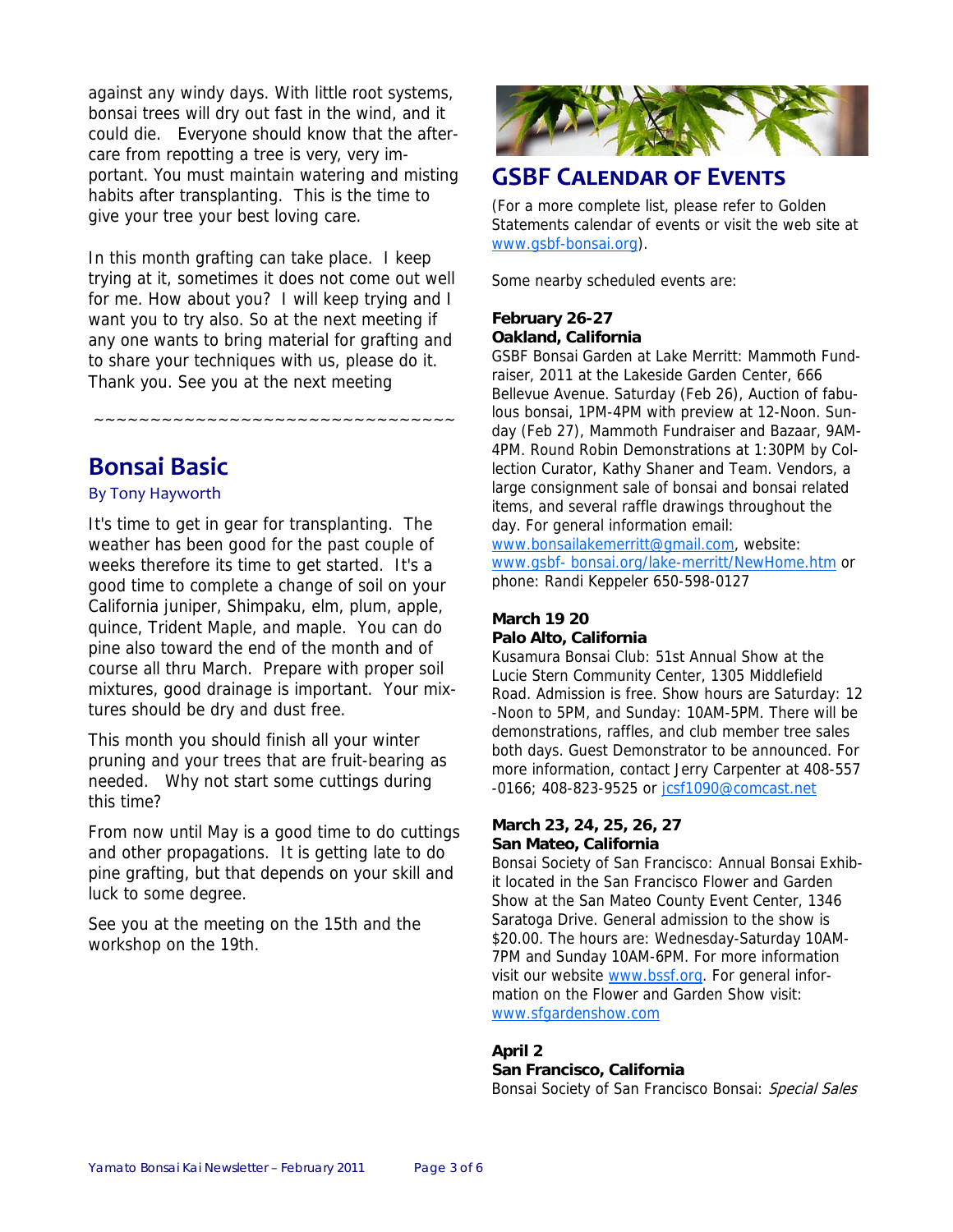against any windy days. With little root systems, bonsai trees will dry out fast in the wind, and it could die. Everyone should know that the after-care from repotting a tree is very, very important. You must maintain watering and misting habits after transplanting. This is the time to give your tree your best loving care.

In this month grafting can take place. I keep trying at it, sometimes it does not come out well for me. How about you? I will keep trying and I want you to try also. So at the next meeting if any one wants to bring material for grafting and to share your techniques with us, please do it. Thank you. See you at the next meeting

~~~~~~~~~~~~~~~~~~~~~~~~~~~~~~~~~~

## Bonsai Basic

By Tony Hayworth

It's time to get in gear for transplanting. The weather has been good for the past couple of weeks therefore its time to get started. It's a good time to complete a change of soil on your California juniper, Shimpaku, elm, plum, apple, quince, Trident Maple, and maple. You can do pine also toward the end of the month and of course all thru March. Prepare with proper soil mixtures, good drainage is important. Your mixtures should be dry and dust free.

This month you should finish all your winter pruning and your trees that are fruit-bearing as needed. Why not start some cuttings during this time?

From now until May is a good time to do cuttings and other propagations. It is getting late to do pine grafting, but that depends on your skill and luck to some degree.

See you at the meeting on the 15th and the workshop on the 19th.

## GSBF Calendar of Events

(For a more complete list, please refer to Golden Statements calendar of events or visit the web site at www.gsbf-bonsai.org).

Some nearby scheduled events are:

**February 26-27**
**Oakland, California**
GSBF Bonsai Garden at Lake Merritt: Mammoth Fundraiser, 2011 at the Lakeside Garden Center, 666 Bellevue Avenue. Saturday (Feb 26), Auction of fabulous bonsai, 1PM-4PM with preview at 12-Noon. Sunday (Feb 27), Mammoth Fundraiser and Bazaar, 9AM-4PM. Round Robin Demonstrations at 1:30PM by Collection Curator, Kathy Shaner and Team. Vendors, a large consignment sale of bonsai and bonsai related items, and several raffle drawings throughout the day. For general information email: www.bonsailakemerritt@gmail.com, website: www.gsbf- bonsai.org/lake-merritt/NewHome.htm or phone: Randi Keppeler 650-598-0127

**March 19 20**
**Palo Alto, California**
Kusamura Bonsai Club: 51st Annual Show at the Lucie Stern Community Center, 1305 Middlefield Road. Admission is free. Show hours are Saturday: 12-Noon to 5PM, and Sunday: 10AM-5PM. There will be demonstrations, raffles, and club member tree sales both days. Guest Demonstrator to be announced. For more information, contact Jerry Carpenter at 408-557-0166; 408-823-9525 or jcsf1090@comcast.net

**March 23, 24, 25, 26, 27**
**San Mateo, California**
Bonsai Society of San Francisco: Annual Bonsai Exhibit located in the San Francisco Flower and Garden Show at the San Mateo County Event Center, 1346 Saratoga Drive. General admission to the show is $20.00. The hours are: Wednesday-Saturday 10AM-7PM and Sunday 10AM-6PM. For more information visit our website www.bssf.org. For general information on the Flower and Garden Show visit: www.sfgardenshow.com

**April 2**
**San Francisco, California**
Bonsai Society of San Francisco Bonsai: *Special Sales*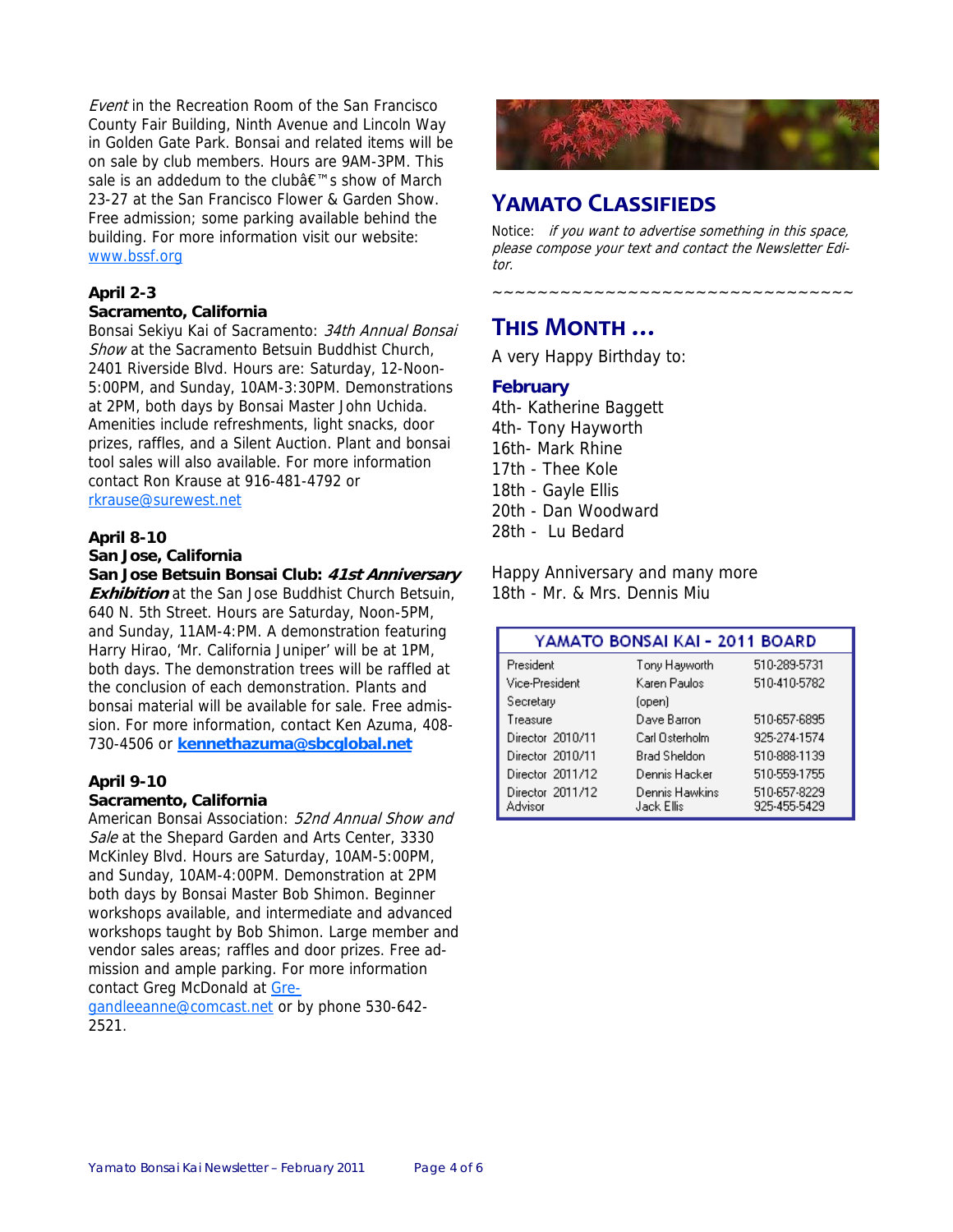*Event* in the Recreation Room of the San Francisco County Fair Building, Ninth Avenue and Lincoln Way in Golden Gate Park. Bonsai and related items will be on sale by club members. Hours are 9AM-3PM. This sale is an addedum to the clubâ€™s show of March 23-27 at the San Francisco Flower & Garden Show. Free admission; some parking available behind the building. For more information visit our website: www.bssf.org

**April 2-3**
**Sacramento, California**
Bonsai Sekiyu Kai of Sacramento: *34th Annual Bonsai Show* at the Sacramento Betsuin Buddhist Church, 2401 Riverside Blvd. Hours are: Saturday, 12-Noon-5:00PM, and Sunday, 10AM-3:30PM. Demonstrations at 2PM, both days by Bonsai Master John Uchida. Amenities include refreshments, light snacks, door prizes, raffles, and a Silent Auction. Plant and bonsai tool sales will also available. For more information contact Ron Krause at 916-481-4792 or rkrause@surewest.net

**April 8-10**
**San Jose, California**
**San Jose Betsuin Bonsai Club: *41st Anniversary Exhibition*** at the San Jose Buddhist Church Betsuin, 640 N. 5th Street. Hours are Saturday, Noon-5PM, and Sunday, 11AM-4:PM. A demonstration featuring Harry Hirao, 'Mr. California Juniper' will be at 1PM, both days. The demonstration trees will be raffled at the conclusion of each demonstration. Plants and bonsai material will be available for sale. Free admission. For more information, contact Ken Azuma, 408-730-4506 or **kennethazuma@sbcglobal.net**

**April 9-10**
**Sacramento, California**
American Bonsai Association: *52nd Annual Show and Sale* at the Shepard Garden and Arts Center, 3330 McKinley Blvd. Hours are Saturday, 10AM-5:00PM, and Sunday, 10AM-4:00PM. Demonstration at 2PM both days by Bonsai Master Bob Shimon. Beginner workshops available, and intermediate and advanced workshops taught by Bob Shimon. Large member and vendor sales areas; raffles and door prizes. Free admission and ample parking. For more information contact Greg McDonald at Gregandleeanne@comcast.net or by phone 530-642-2521.

## YAMATO CLASSIFIEDS

Notice: *if you want to advertise something in this space, please compose your text and contact the Newsletter Editor.*

~~~~~~~~~~~~~~~~~~~~~~~~~~~~~~~~~~~~

## THIS MONTH …

A very Happy Birthday to:

**February**
4th- Katherine Baggett
4th- Tony Hayworth
16th- Mark Rhine
17th - Thee Kole
18th - Gayle Ellis
20th - Dan Woodward
28th - Lu Bedard

Happy Anniversary and many more
18th - Mr. & Mrs. Dennis Miu

| YAMATO BONSAI KAI - 2011 BOARD | | |
|---|---|---|
| President | Tony Hayworth | 510-289-5731 |
| Vice-President | Karen Paulos | 510-410-5782 |
| Secretary | (open) | |
| Treasure | Dave Barron | 510-657-6895 |
| Director 2010/11 | Carl Osterholm | 925-274-1574 |
| Director 2010/11 | Brad Sheldon | 510-888-1139 |
| Director 2011/12 | Dennis Hacker | 510-559-1755 |
| Director 2011/12 | Dennis Hawkins | 510-657-8229 |
| Advisor | Jack Ellis | 925-455-5429 |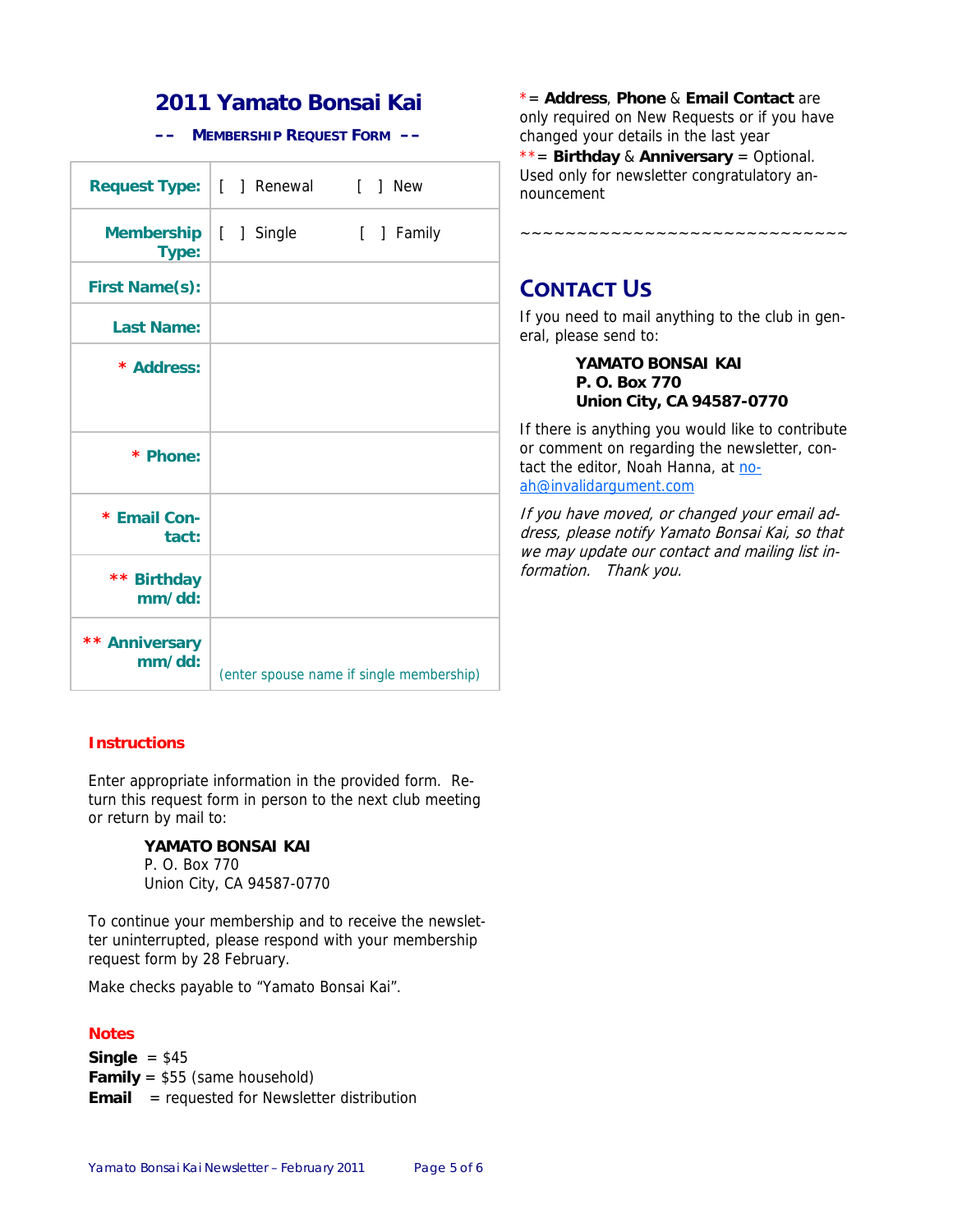# 2011 Yamato Bonsai Kai

## –– Membership Request Form ––

| | |
|---|---|
| **Request Type:** | [ ] Renewal [ ] New |
| **Membership Type:** | [ ] Single [ ] Family |
| **First Name(s):** | |
| **Last Name:** | |
| *** Address:** | |
| *** Phone:** | |
| *** Email Contact:** | |
| **** Birthday mm/dd:** | |
| **** Anniversary mm/dd:** | (enter spouse name if single membership) |

### Instructions

Enter appropriate information in the provided form. Return this request form in person to the next club meeting or return by mail to:

> **YAMATO BONSAI KAI**
> P. O. Box 770
> Union City, CA 94587-0770

To continue your membership and to receive the newsletter uninterrupted, please respond with your membership request form by 28 February.

Make checks payable to "Yamato Bonsai Kai".

### Notes

**Single** = $45
**Family** = $55 (same household)
**Email** = requested for Newsletter distribution

* = **Address**, **Phone** & **Email Contact** are only required on New Requests or if you have changed your details in the last year
** = **Birthday** & **Anniversary** = Optional. Used only for newsletter congratulatory announcement

~~~~~~~~~~~~~~~~~~~~~~~~~~~~~~

## Contact Us

If you need to mail anything to the club in general, please send to:

> **YAMATO BONSAI KAI**
> **P. O. Box 770**
> **Union City, CA 94587-0770**

If there is anything you would like to contribute or comment on regarding the newsletter, contact the editor, Noah Hanna, at noah@invalidargument.com

*If you have moved, or changed your email address, please notify Yamato Bonsai Kai, so that we may update our contact and mailing list information. Thank you.*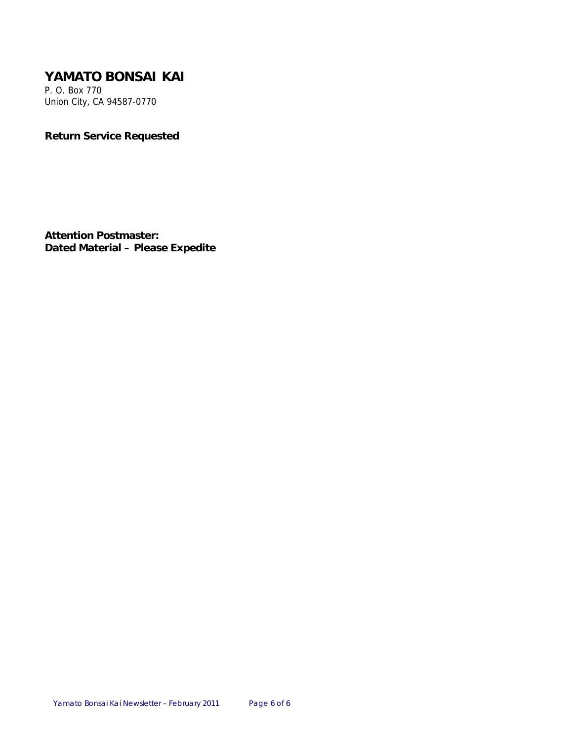**YAMATO BONSAI KAI**

P. O. Box 770
Union City, CA 94587-0770

**Return Service Requested**

**Attention Postmaster:**
**Dated Material – Please Expedite**